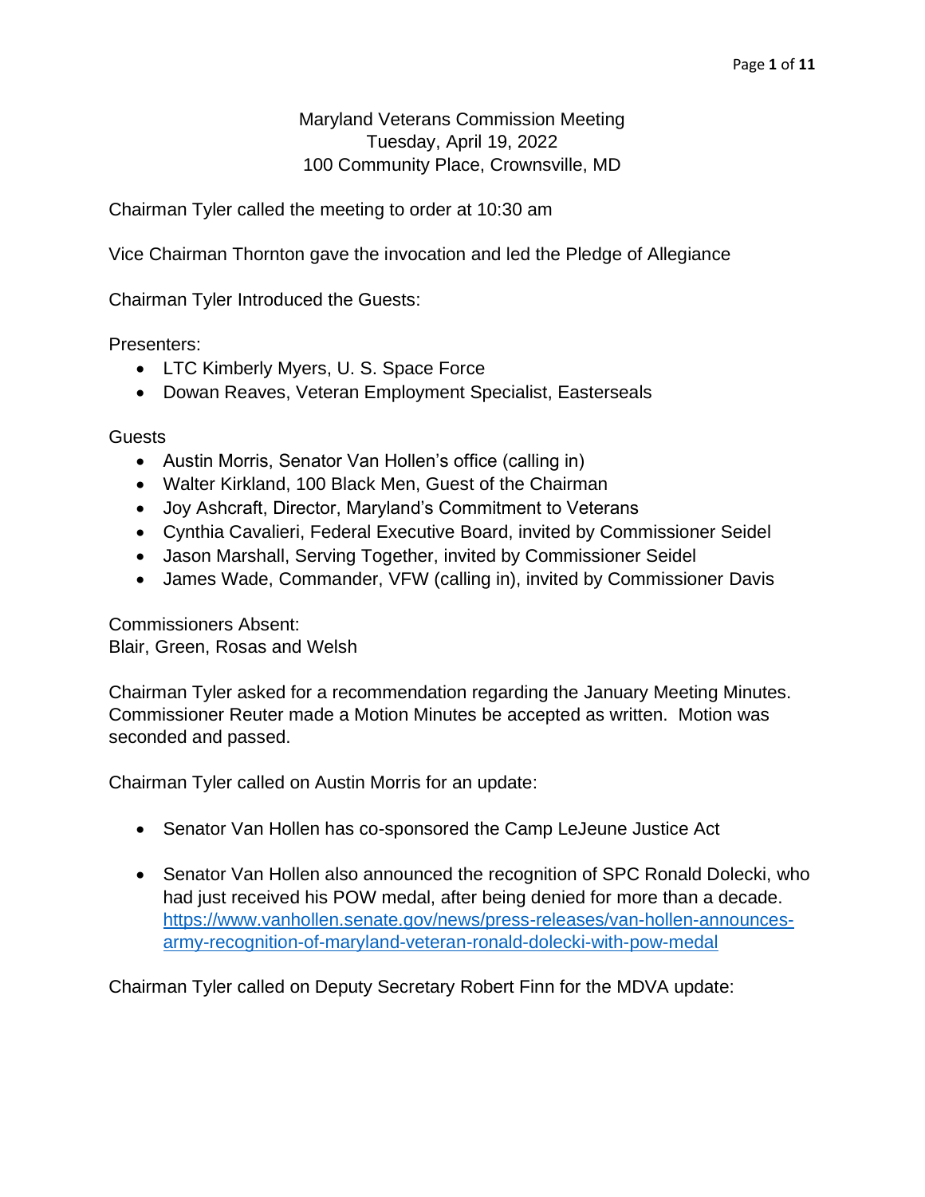Maryland Veterans Commission Meeting
Tuesday, April 19, 2022
100 Community Place, Crownsville, MD

Chairman Tyler called the meeting to order at 10:30 am

Vice Chairman Thornton gave the invocation and led the Pledge of Allegiance

Chairman Tyler Introduced the Guests:

Presenters:

- LTC Kimberly Myers, U. S. Space Force
- Dowan Reaves, Veteran Employment Specialist, Easterseals

Guests

- Austin Morris, Senator Van Hollen's office (calling in)
- Walter Kirkland, 100 Black Men, Guest of the Chairman
- Joy Ashcraft, Director, Maryland's Commitment to Veterans
- Cynthia Cavalieri, Federal Executive Board, invited by Commissioner Seidel
- Jason Marshall, Serving Together, invited by Commissioner Seidel
- James Wade, Commander, VFW (calling in), invited by Commissioner Davis

Commissioners Absent:
Blair, Green, Rosas and Welsh

Chairman Tyler asked for a recommendation regarding the January Meeting Minutes. Commissioner Reuter made a Motion Minutes be accepted as written. Motion was seconded and passed.

Chairman Tyler called on Austin Morris for an update:

- Senator Van Hollen has co-sponsored the Camp LeJeune Justice Act

- Senator Van Hollen also announced the recognition of SPC Ronald Dolecki, who had just received his POW medal, after being denied for more than a decade. https://www.vanhollen.senate.gov/news/press-releases/van-hollen-announces-army-recognition-of-maryland-veteran-ronald-dolecki-with-pow-medal

Chairman Tyler called on Deputy Secretary Robert Finn for the MDVA update: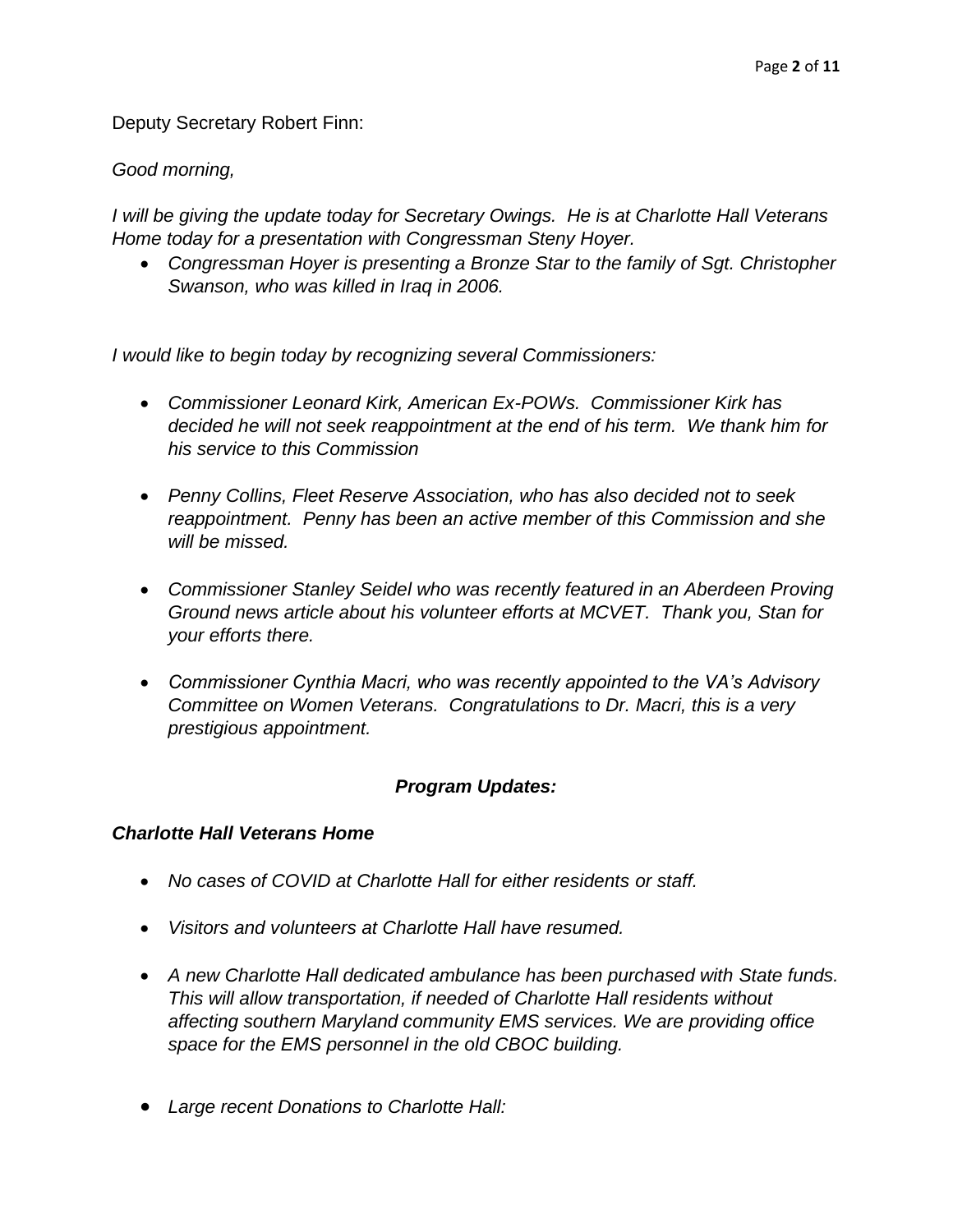Deputy Secretary Robert Finn:

*Good morning,*

*I will be giving the update today for Secretary Owings. He is at Charlotte Hall Veterans Home today for a presentation with Congressman Steny Hoyer.*

- *Congressman Hoyer is presenting a Bronze Star to the family of Sgt. Christopher Swanson, who was killed in Iraq in 2006.*

*I would like to begin today by recognizing several Commissioners:*

- *Commissioner Leonard Kirk, American Ex-POWs. Commissioner Kirk has decided he will not seek reappointment at the end of his term. We thank him for his service to this Commission*
- *Penny Collins, Fleet Reserve Association, who has also decided not to seek reappointment. Penny has been an active member of this Commission and she will be missed.*
- *Commissioner Stanley Seidel who was recently featured in an Aberdeen Proving Ground news article about his volunteer efforts at MCVET. Thank you, Stan for your efforts there.*
- *Commissioner Cynthia Macri, who was recently appointed to the VA's Advisory Committee on Women Veterans. Congratulations to Dr. Macri, this is a very prestigious appointment.*

## ***Program Updates:***

### ***Charlotte Hall Veterans Home***

- *No cases of COVID at Charlotte Hall for either residents or staff.*
- *Visitors and volunteers at Charlotte Hall have resumed.*
- *A new Charlotte Hall dedicated ambulance has been purchased with State funds. This will allow transportation, if needed of Charlotte Hall residents without affecting southern Maryland community EMS services. We are providing office space for the EMS personnel in the old CBOC building.*
- *Large recent Donations to Charlotte Hall:*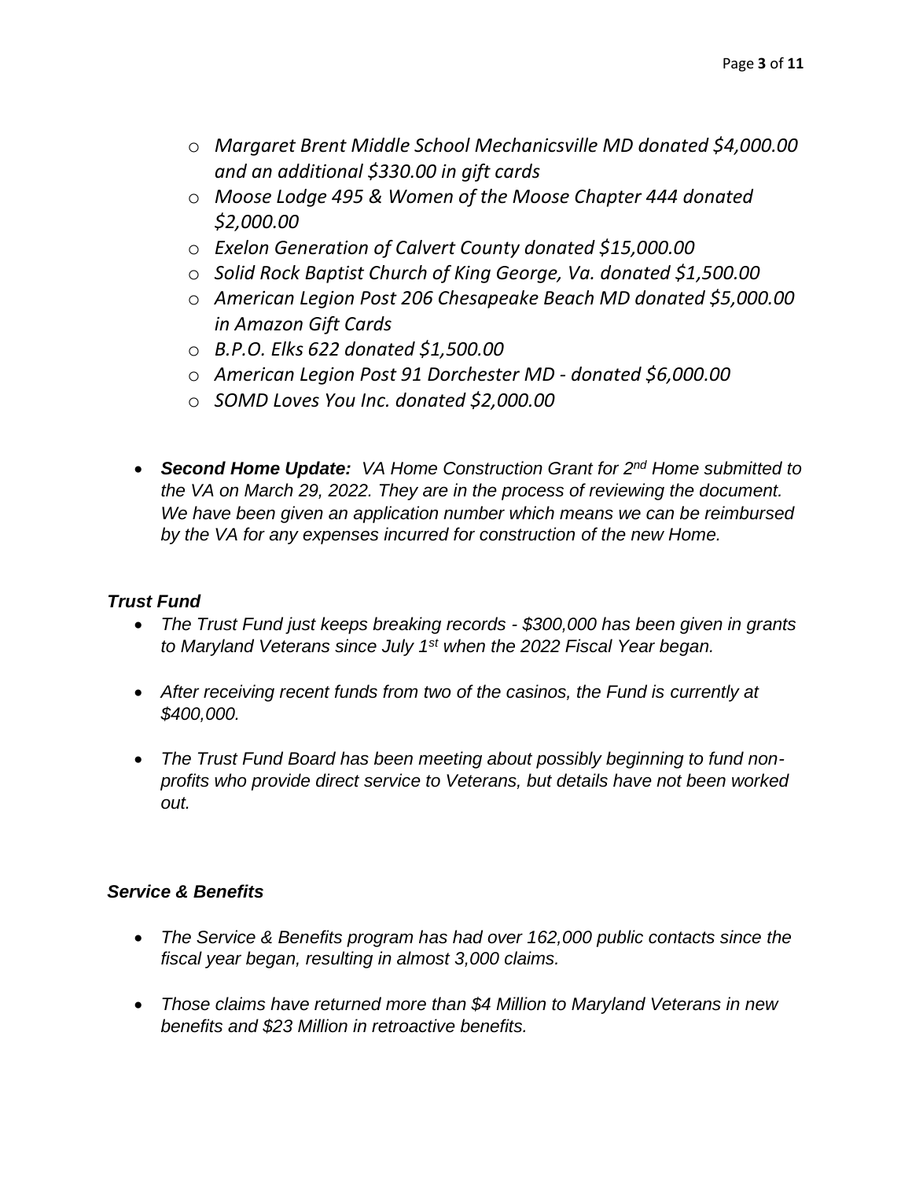- *Margaret Brent Middle School Mechanicsville MD donated $4,000.00 and an additional $330.00 in gift cards*
  - *Moose Lodge 495 & Women of the Moose Chapter 444 donated $2,000.00*
  - *Exelon Generation of Calvert County donated $15,000.00*
  - *Solid Rock Baptist Church of King George, Va. donated $1,500.00*
  - *American Legion Post 206 Chesapeake Beach MD donated $5,000.00 in Amazon Gift Cards*
  - *B.P.O. Elks 622 donated $1,500.00*
  - *American Legion Post 91 Dorchester MD - donated $6,000.00*
  - *SOMD Loves You Inc. donated $2,000.00*

- ***Second Home Update:*** *VA Home Construction Grant for 2nd Home submitted to the VA on March 29, 2022. They are in the process of reviewing the document. We have been given an application number which means we can be reimbursed by the VA for any expenses incurred for construction of the new Home.*

### *Trust Fund*

- *The Trust Fund just keeps breaking records - $300,000 has been given in grants to Maryland Veterans since July 1st when the 2022 Fiscal Year began.*

- *After receiving recent funds from two of the casinos, the Fund is currently at $400,000.*

- *The Trust Fund Board has been meeting about possibly beginning to fund non-profits who provide direct service to Veterans, but details have not been worked out.*

### *Service & Benefits*

- *The Service & Benefits program has had over 162,000 public contacts since the fiscal year began, resulting in almost 3,000 claims.*

- *Those claims have returned more than $4 Million to Maryland Veterans in new benefits and $23 Million in retroactive benefits.*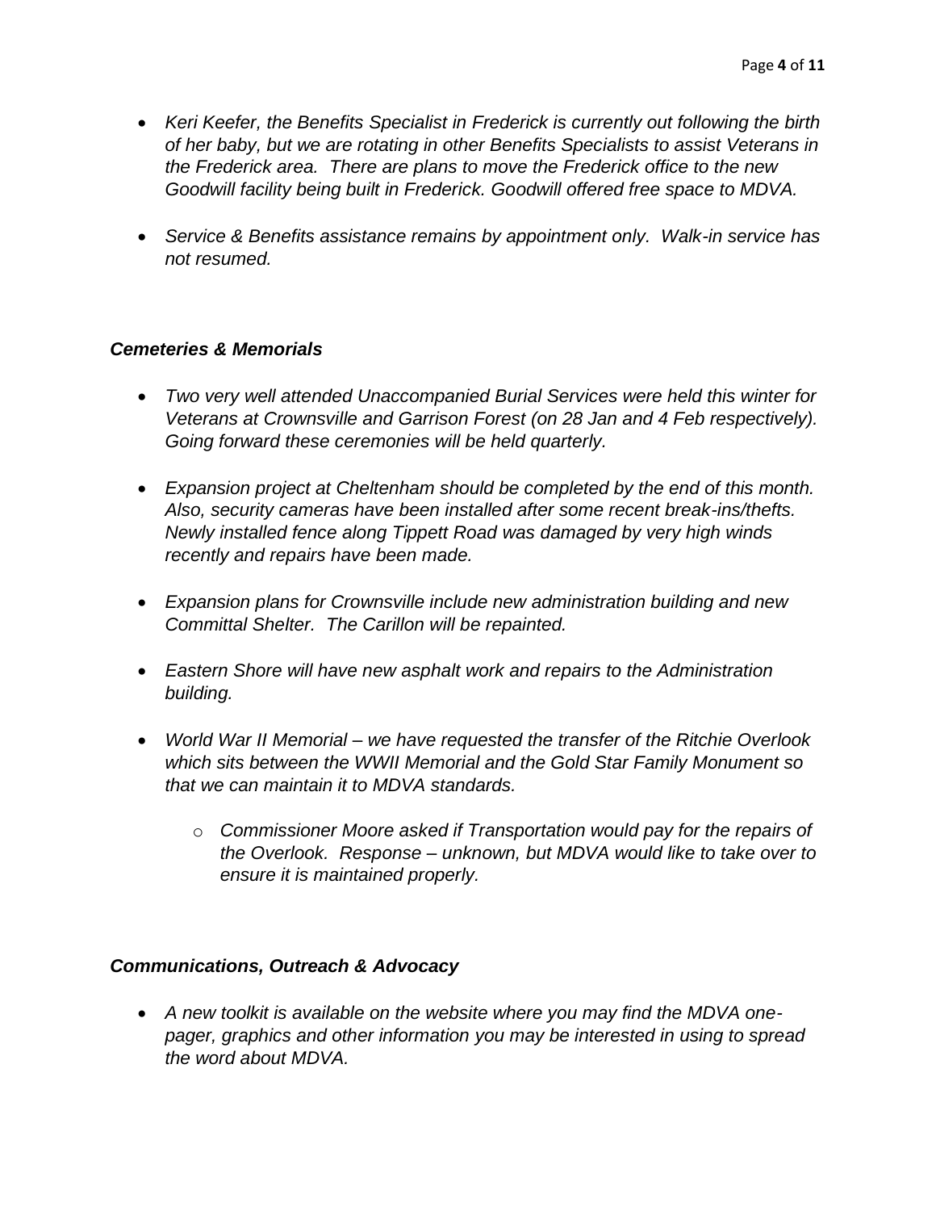- *Keri Keefer, the Benefits Specialist in Frederick is currently out following the birth of her baby, but we are rotating in other Benefits Specialists to assist Veterans in the Frederick area. There are plans to move the Frederick office to the new Goodwill facility being built in Frederick. Goodwill offered free space to MDVA.*

- *Service & Benefits assistance remains by appointment only. Walk-in service has not resumed.*

### *Cemeteries & Memorials*

- *Two very well attended Unaccompanied Burial Services were held this winter for Veterans at Crownsville and Garrison Forest (on 28 Jan and 4 Feb respectively). Going forward these ceremonies will be held quarterly.*

- *Expansion project at Cheltenham should be completed by the end of this month. Also, security cameras have been installed after some recent break-ins/thefts. Newly installed fence along Tippett Road was damaged by very high winds recently and repairs have been made.*

- *Expansion plans for Crownsville include new administration building and new Committal Shelter. The Carillon will be repainted.*

- *Eastern Shore will have new asphalt work and repairs to the Administration building.*

- *World War II Memorial – we have requested the transfer of the Ritchie Overlook which sits between the WWII Memorial and the Gold Star Family Monument so that we can maintain it to MDVA standards.*
    - *Commissioner Moore asked if Transportation would pay for the repairs of the Overlook. Response – unknown, but MDVA would like to take over to ensure it is maintained properly.*

### *Communications, Outreach & Advocacy*

- *A new toolkit is available on the website where you may find the MDVA one-pager, graphics and other information you may be interested in using to spread the word about MDVA.*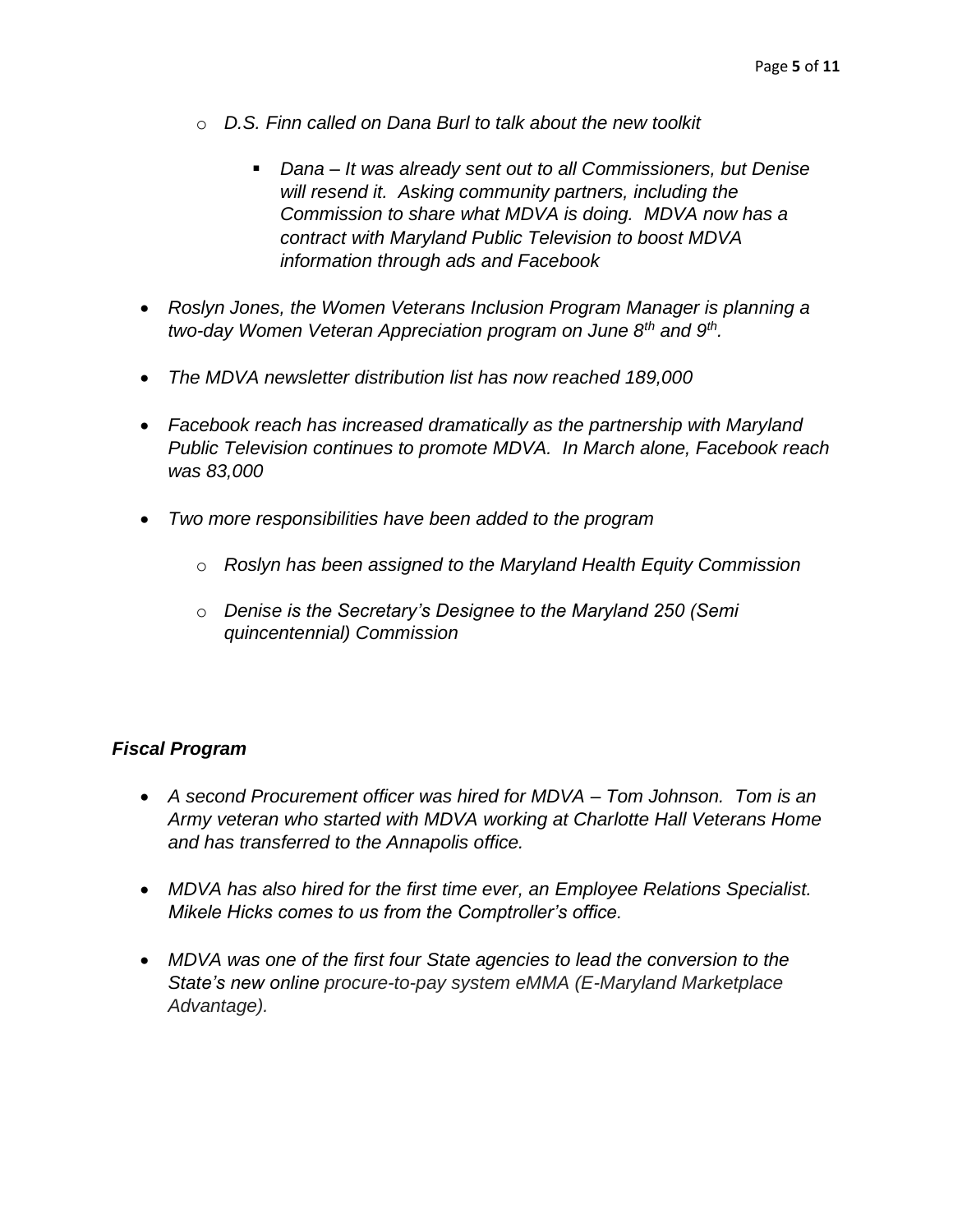- *D.S. Finn called on Dana Burl to talk about the new toolkit*
  - *Dana – It was already sent out to all Commissioners, but Denise will resend it. Asking community partners, including the Commission to share what MDVA is doing. MDVA now has a contract with Maryland Public Television to boost MDVA information through ads and Facebook*

- *Roslyn Jones, the Women Veterans Inclusion Program Manager is planning a two-day Women Veteran Appreciation program on June 8th and 9th.*

- *The MDVA newsletter distribution list has now reached 189,000*

- *Facebook reach has increased dramatically as the partnership with Maryland Public Television continues to promote MDVA. In March alone, Facebook reach was 83,000*

- *Two more responsibilities have been added to the program*
  - *Roslyn has been assigned to the Maryland Health Equity Commission*
  - *Denise is the Secretary's Designee to the Maryland 250 (Semi quincentennial) Commission*

***Fiscal Program***

- *A second Procurement officer was hired for MDVA – Tom Johnson. Tom is an Army veteran who started with MDVA working at Charlotte Hall Veterans Home and has transferred to the Annapolis office.*

- *MDVA has also hired for the first time ever, an Employee Relations Specialist. Mikele Hicks comes to us from the Comptroller's office.*

- *MDVA was one of the first four State agencies to lead the conversion to the State's new online procure-to-pay system eMMA (E-Maryland Marketplace Advantage).*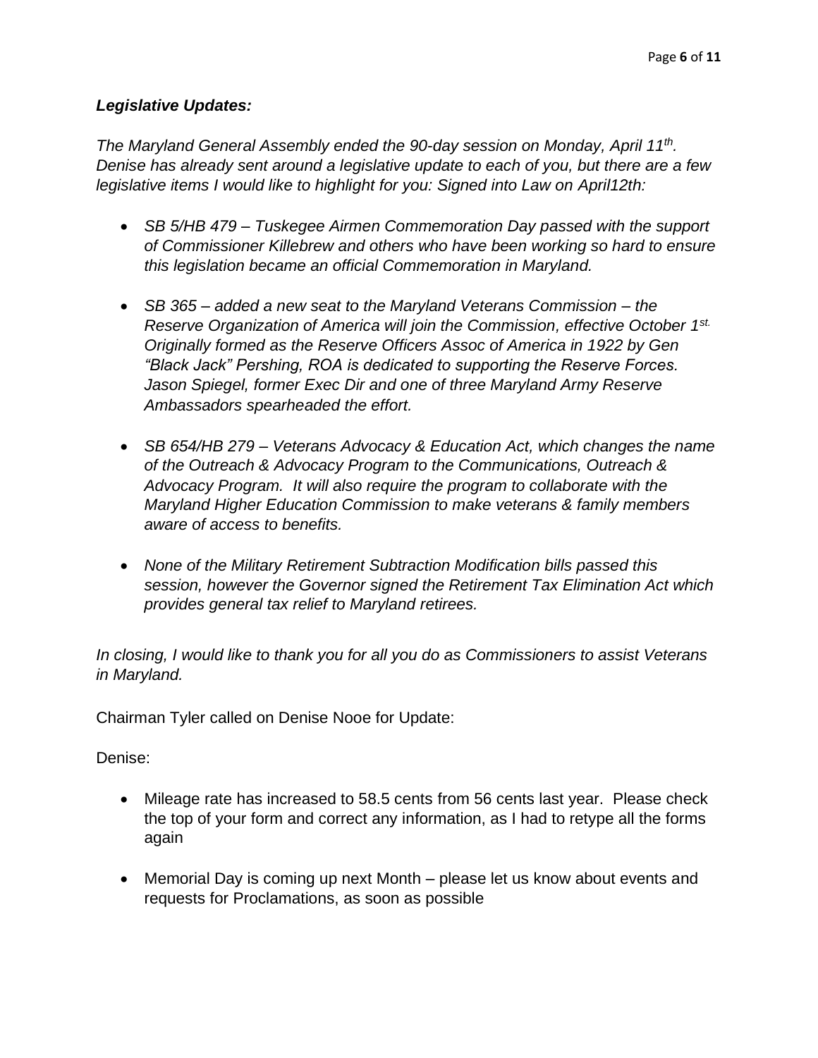***Legislative Updates:***

*The Maryland General Assembly ended the 90-day session on Monday, April 11th. Denise has already sent around a legislative update to each of you, but there are a few legislative items I would like to highlight for you: Signed into Law on April12th:*

- *SB 5/HB 479 – Tuskegee Airmen Commemoration Day passed with the support of Commissioner Killebrew and others who have been working so hard to ensure this legislation became an official Commemoration in Maryland.*

- *SB 365 – added a new seat to the Maryland Veterans Commission – the Reserve Organization of America will join the Commission, effective October 1st. Originally formed as the Reserve Officers Assoc of America in 1922 by Gen "Black Jack" Pershing, ROA is dedicated to supporting the Reserve Forces. Jason Spiegel, former Exec Dir and one of three Maryland Army Reserve Ambassadors spearheaded the effort.*

- *SB 654/HB 279 – Veterans Advocacy & Education Act, which changes the name of the Outreach & Advocacy Program to the Communications, Outreach & Advocacy Program. It will also require the program to collaborate with the Maryland Higher Education Commission to make veterans & family members aware of access to benefits.*

- *None of the Military Retirement Subtraction Modification bills passed this session, however the Governor signed the Retirement Tax Elimination Act which provides general tax relief to Maryland retirees.*

*In closing, I would like to thank you for all you do as Commissioners to assist Veterans in Maryland.*

Chairman Tyler called on Denise Nooe for Update:

Denise:

- Mileage rate has increased to 58.5 cents from 56 cents last year. Please check the top of your form and correct any information, as I had to retype all the forms again

- Memorial Day is coming up next Month – please let us know about events and requests for Proclamations, as soon as possible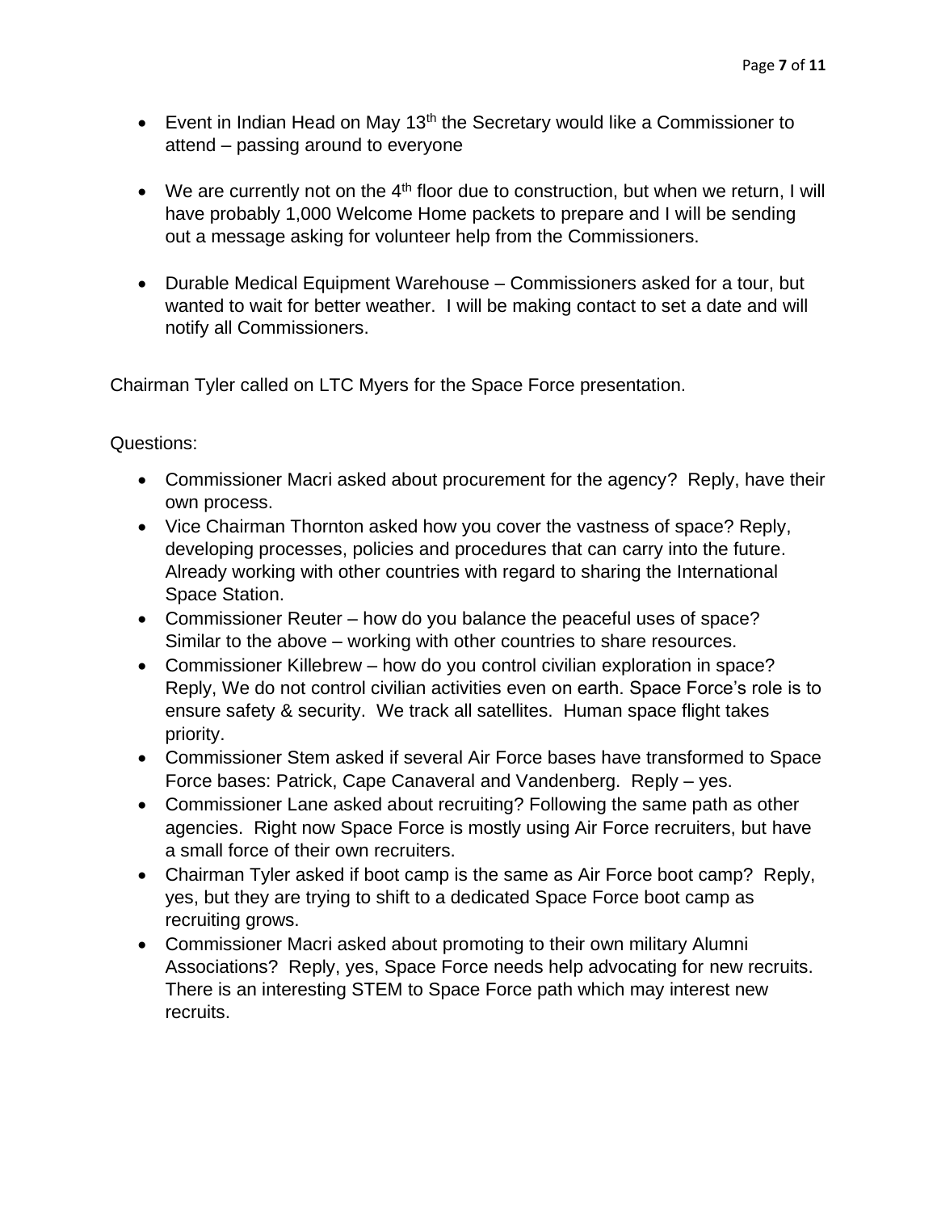- Event in Indian Head on May 13th the Secretary would like a Commissioner to attend – passing around to everyone

- We are currently not on the 4th floor due to construction, but when we return, I will have probably 1,000 Welcome Home packets to prepare and I will be sending out a message asking for volunteer help from the Commissioners.

- Durable Medical Equipment Warehouse – Commissioners asked for a tour, but wanted to wait for better weather. I will be making contact to set a date and will notify all Commissioners.

Chairman Tyler called on LTC Myers for the Space Force presentation.

Questions:

- Commissioner Macri asked about procurement for the agency? Reply, have their own process.
- Vice Chairman Thornton asked how you cover the vastness of space? Reply, developing processes, policies and procedures that can carry into the future. Already working with other countries with regard to sharing the International Space Station.
- Commissioner Reuter – how do you balance the peaceful uses of space? Similar to the above – working with other countries to share resources.
- Commissioner Killebrew – how do you control civilian exploration in space? Reply, We do not control civilian activities even on earth. Space Force's role is to ensure safety & security. We track all satellites. Human space flight takes priority.
- Commissioner Stem asked if several Air Force bases have transformed to Space Force bases: Patrick, Cape Canaveral and Vandenberg. Reply – yes.
- Commissioner Lane asked about recruiting? Following the same path as other agencies. Right now Space Force is mostly using Air Force recruiters, but have a small force of their own recruiters.
- Chairman Tyler asked if boot camp is the same as Air Force boot camp? Reply, yes, but they are trying to shift to a dedicated Space Force boot camp as recruiting grows.
- Commissioner Macri asked about promoting to their own military Alumni Associations? Reply, yes, Space Force needs help advocating for new recruits. There is an interesting STEM to Space Force path which may interest new recruits.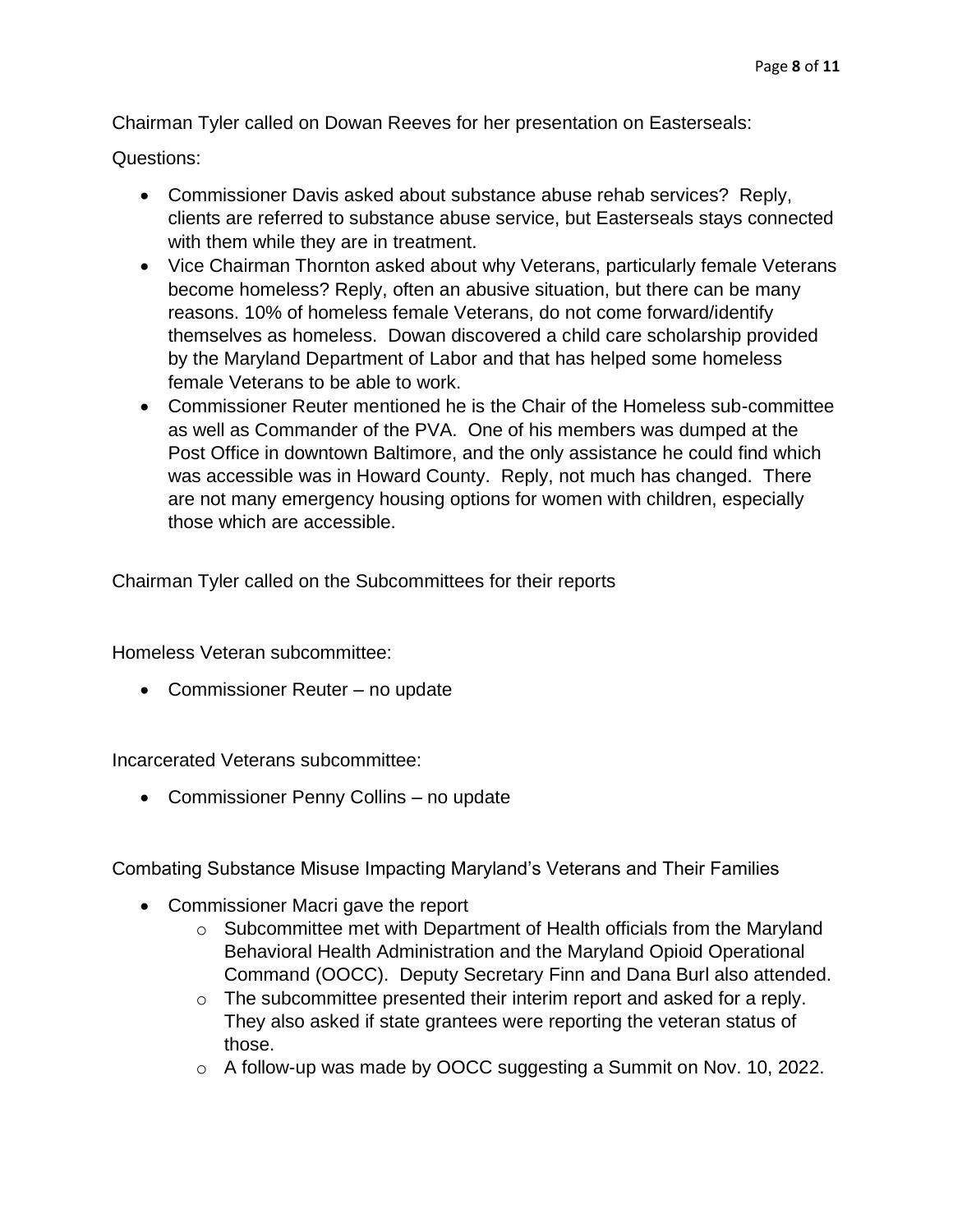Chairman Tyler called on Dowan Reeves for her presentation on Easterseals:

Questions:

- Commissioner Davis asked about substance abuse rehab services? Reply, clients are referred to substance abuse service, but Easterseals stays connected with them while they are in treatment.
- Vice Chairman Thornton asked about why Veterans, particularly female Veterans become homeless? Reply, often an abusive situation, but there can be many reasons. 10% of homeless female Veterans, do not come forward/identify themselves as homeless. Dowan discovered a child care scholarship provided by the Maryland Department of Labor and that has helped some homeless female Veterans to be able to work.
- Commissioner Reuter mentioned he is the Chair of the Homeless sub-committee as well as Commander of the PVA. One of his members was dumped at the Post Office in downtown Baltimore, and the only assistance he could find which was accessible was in Howard County. Reply, not much has changed. There are not many emergency housing options for women with children, especially those which are accessible.

Chairman Tyler called on the Subcommittees for their reports

Homeless Veteran subcommittee:

- Commissioner Reuter – no update

Incarcerated Veterans subcommittee:

- Commissioner Penny Collins – no update

Combating Substance Misuse Impacting Maryland's Veterans and Their Families

- Commissioner Macri gave the report
  - Subcommittee met with Department of Health officials from the Maryland Behavioral Health Administration and the Maryland Opioid Operational Command (OOCC). Deputy Secretary Finn and Dana Burl also attended.
  - The subcommittee presented their interim report and asked for a reply. They also asked if state grantees were reporting the veteran status of those.
  - A follow-up was made by OOCC suggesting a Summit on Nov. 10, 2022.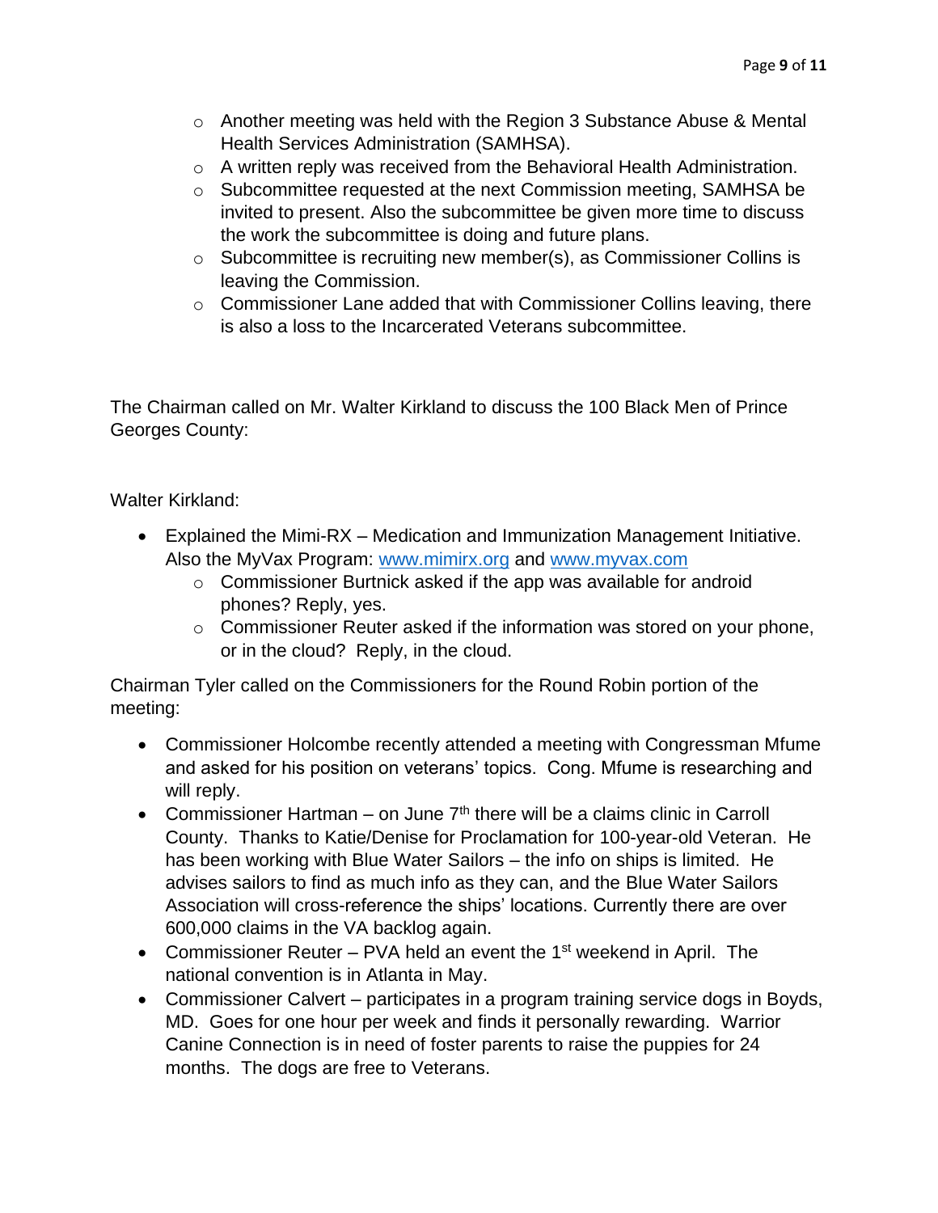- Another meeting was held with the Region 3 Substance Abuse & Mental Health Services Administration (SAMHSA).
- A written reply was received from the Behavioral Health Administration.
- Subcommittee requested at the next Commission meeting, SAMHSA be invited to present. Also the subcommittee be given more time to discuss the work the subcommittee is doing and future plans.
- Subcommittee is recruiting new member(s), as Commissioner Collins is leaving the Commission.
- Commissioner Lane added that with Commissioner Collins leaving, there is also a loss to the Incarcerated Veterans subcommittee.

The Chairman called on Mr. Walter Kirkland to discuss the 100 Black Men of Prince Georges County:

Walter Kirkland:

- Explained the Mimi-RX – Medication and Immunization Management Initiative. Also the MyVax Program: www.mimirx.org and www.myvax.com
    - Commissioner Burtnick asked if the app was available for android phones? Reply, yes.
    - Commissioner Reuter asked if the information was stored on your phone, or in the cloud? Reply, in the cloud.

Chairman Tyler called on the Commissioners for the Round Robin portion of the meeting:

- Commissioner Holcombe recently attended a meeting with Congressman Mfume and asked for his position on veterans' topics. Cong. Mfume is researching and will reply.
- Commissioner Hartman – on June 7th there will be a claims clinic in Carroll County. Thanks to Katie/Denise for Proclamation for 100-year-old Veteran. He has been working with Blue Water Sailors – the info on ships is limited. He advises sailors to find as much info as they can, and the Blue Water Sailors Association will cross-reference the ships' locations. Currently there are over 600,000 claims in the VA backlog again.
- Commissioner Reuter – PVA held an event the 1st weekend in April. The national convention is in Atlanta in May.
- Commissioner Calvert – participates in a program training service dogs in Boyds, MD. Goes for one hour per week and finds it personally rewarding. Warrior Canine Connection is in need of foster parents to raise the puppies for 24 months. The dogs are free to Veterans.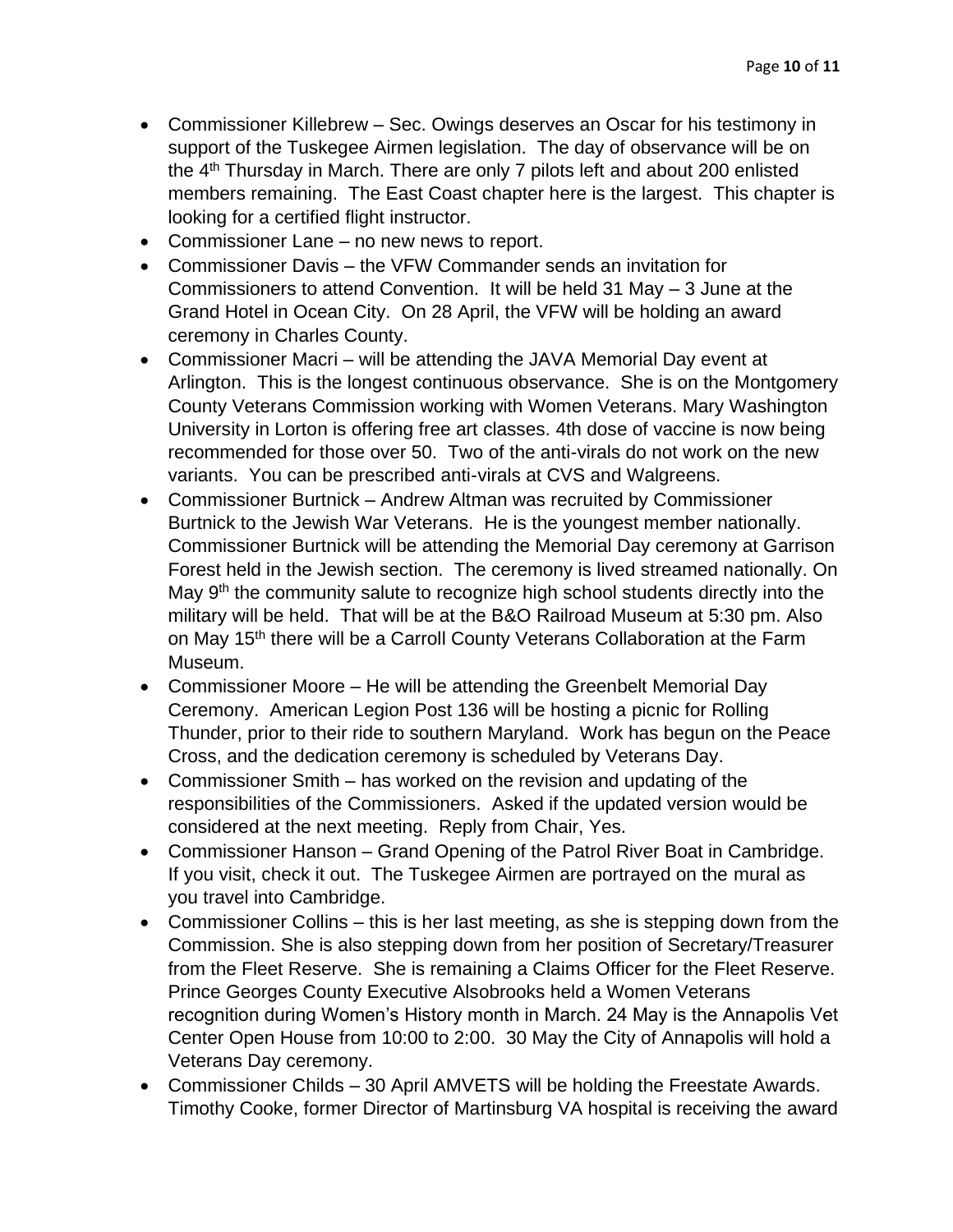- Commissioner Killebrew – Sec. Owings deserves an Oscar for his testimony in support of the Tuskegee Airmen legislation. The day of observance will be on the 4th Thursday in March. There are only 7 pilots left and about 200 enlisted members remaining. The East Coast chapter here is the largest. This chapter is looking for a certified flight instructor.
- Commissioner Lane – no new news to report.
- Commissioner Davis – the VFW Commander sends an invitation for Commissioners to attend Convention. It will be held 31 May – 3 June at the Grand Hotel in Ocean City. On 28 April, the VFW will be holding an award ceremony in Charles County.
- Commissioner Macri – will be attending the JAVA Memorial Day event at Arlington. This is the longest continuous observance. She is on the Montgomery County Veterans Commission working with Women Veterans. Mary Washington University in Lorton is offering free art classes. 4th dose of vaccine is now being recommended for those over 50. Two of the anti-virals do not work on the new variants. You can be prescribed anti-virals at CVS and Walgreens.
- Commissioner Burtnick – Andrew Altman was recruited by Commissioner Burtnick to the Jewish War Veterans. He is the youngest member nationally. Commissioner Burtnick will be attending the Memorial Day ceremony at Garrison Forest held in the Jewish section. The ceremony is lived streamed nationally. On May 9th the community salute to recognize high school students directly into the military will be held. That will be at the B&O Railroad Museum at 5:30 pm. Also on May 15th there will be a Carroll County Veterans Collaboration at the Farm Museum.
- Commissioner Moore – He will be attending the Greenbelt Memorial Day Ceremony. American Legion Post 136 will be hosting a picnic for Rolling Thunder, prior to their ride to southern Maryland. Work has begun on the Peace Cross, and the dedication ceremony is scheduled by Veterans Day.
- Commissioner Smith – has worked on the revision and updating of the responsibilities of the Commissioners. Asked if the updated version would be considered at the next meeting. Reply from Chair, Yes.
- Commissioner Hanson – Grand Opening of the Patrol River Boat in Cambridge. If you visit, check it out. The Tuskegee Airmen are portrayed on the mural as you travel into Cambridge.
- Commissioner Collins – this is her last meeting, as she is stepping down from the Commission. She is also stepping down from her position of Secretary/Treasurer from the Fleet Reserve. She is remaining a Claims Officer for the Fleet Reserve. Prince Georges County Executive Alsobrooks held a Women Veterans recognition during Women's History month in March. 24 May is the Annapolis Vet Center Open House from 10:00 to 2:00. 30 May the City of Annapolis will hold a Veterans Day ceremony.
- Commissioner Childs – 30 April AMVETS will be holding the Freestate Awards. Timothy Cooke, former Director of Martinsburg VA hospital is receiving the award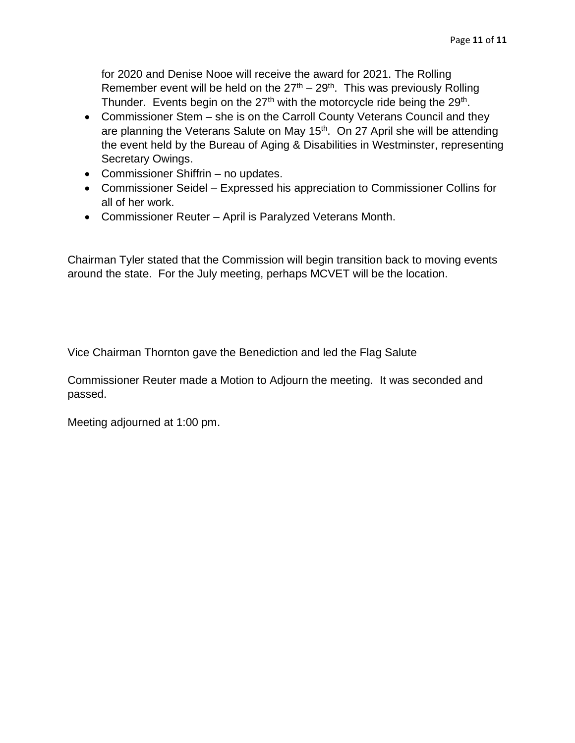for 2020 and Denise Nooe will receive the award for 2021. The Rolling Remember event will be held on the 27th – 29th. This was previously Rolling Thunder. Events begin on the 27th with the motorcycle ride being the 29th.

- Commissioner Stem – she is on the Carroll County Veterans Council and they are planning the Veterans Salute on May 15th. On 27 April she will be attending the event held by the Bureau of Aging & Disabilities in Westminster, representing Secretary Owings.
- Commissioner Shiffrin – no updates.
- Commissioner Seidel – Expressed his appreciation to Commissioner Collins for all of her work.
- Commissioner Reuter – April is Paralyzed Veterans Month.

Chairman Tyler stated that the Commission will begin transition back to moving events around the state. For the July meeting, perhaps MCVET will be the location.

Vice Chairman Thornton gave the Benediction and led the Flag Salute

Commissioner Reuter made a Motion to Adjourn the meeting. It was seconded and passed.

Meeting adjourned at 1:00 pm.